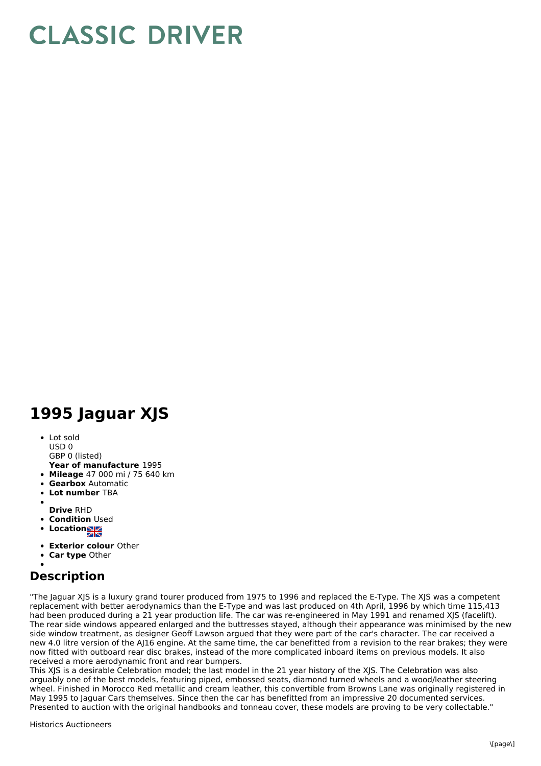# CLASSIC DRIVER

# 1995 Jaguar XJS

- Lot sold
  USD 0
  GBP 0 (listed)
  **Year of manufacture** 1995
- **Mileage** 47 000 mi / 75 640 km
- **Gearbox** Automatic
- **Lot number** TBA
- 
  **Drive** RHD
- **Condition** Used
- **Location**
- **Exterior colour** Other
- **Car type** Other
- 

## Description

"The Jaguar XJS is a luxury grand tourer produced from 1975 to 1996 and replaced the E-Type. The XJS was a competent replacement with better aerodynamics than the E-Type and was last produced on 4th April, 1996 by which time 115,413 had been produced during a 21 year production life. The car was re-engineered in May 1991 and renamed XJS (facelift). The rear side windows appeared enlarged and the buttresses stayed, although their appearance was minimised by the new side window treatment, as designer Geoff Lawson argued that they were part of the car's character. The car received a new 4.0 litre version of the AJ16 engine. At the same time, the car benefitted from a revision to the rear brakes; they were now fitted with outboard rear disc brakes, instead of the more complicated inboard items on previous models. It also received a more aerodynamic front and rear bumpers.
This XJS is a desirable Celebration model; the last model in the 21 year history of the XJS. The Celebration was also arguably one of the best models, featuring piped, embossed seats, diamond turned wheels and a wood/leather steering wheel. Finished in Morocco Red metallic and cream leather, this convertible from Browns Lane was originally registered in May 1995 to Jaguar Cars themselves. Since then the car has benefitted from an impressive 20 documented services. Presented to auction with the original handbooks and tonneau cover, these models are proving to be very collectable."

Historics Auctioneers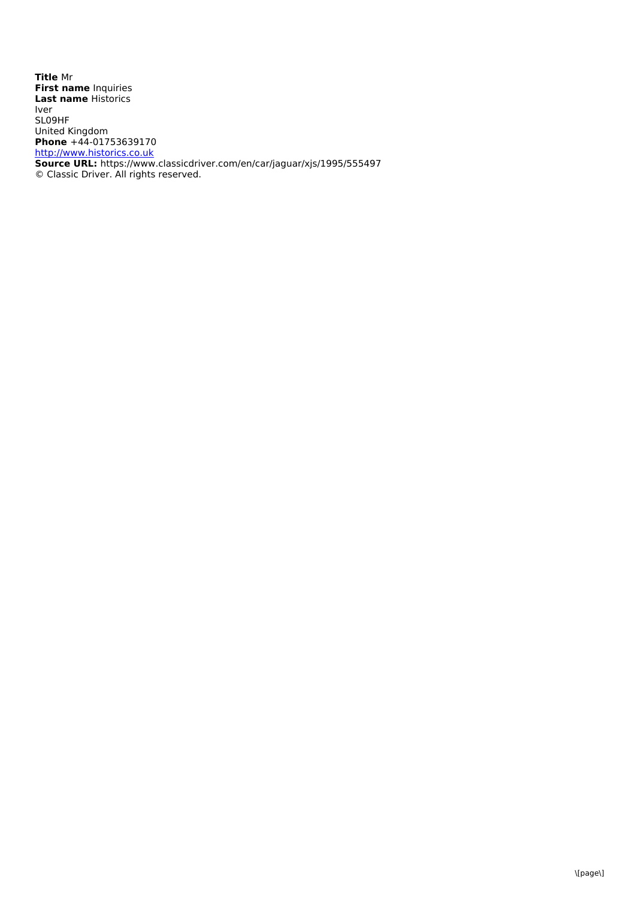**Title** Mr
**First name** Inquiries
**Last name** Historics
Iver
SL09HF
United Kingdom
**Phone** +44-01753639170
[http://www.historics.co.uk](http://www.historics.co.uk)
**Source URL:** https://www.classicdriver.com/en/car/jaguar/xjs/1995/555497
© Classic Driver. All rights reserved.